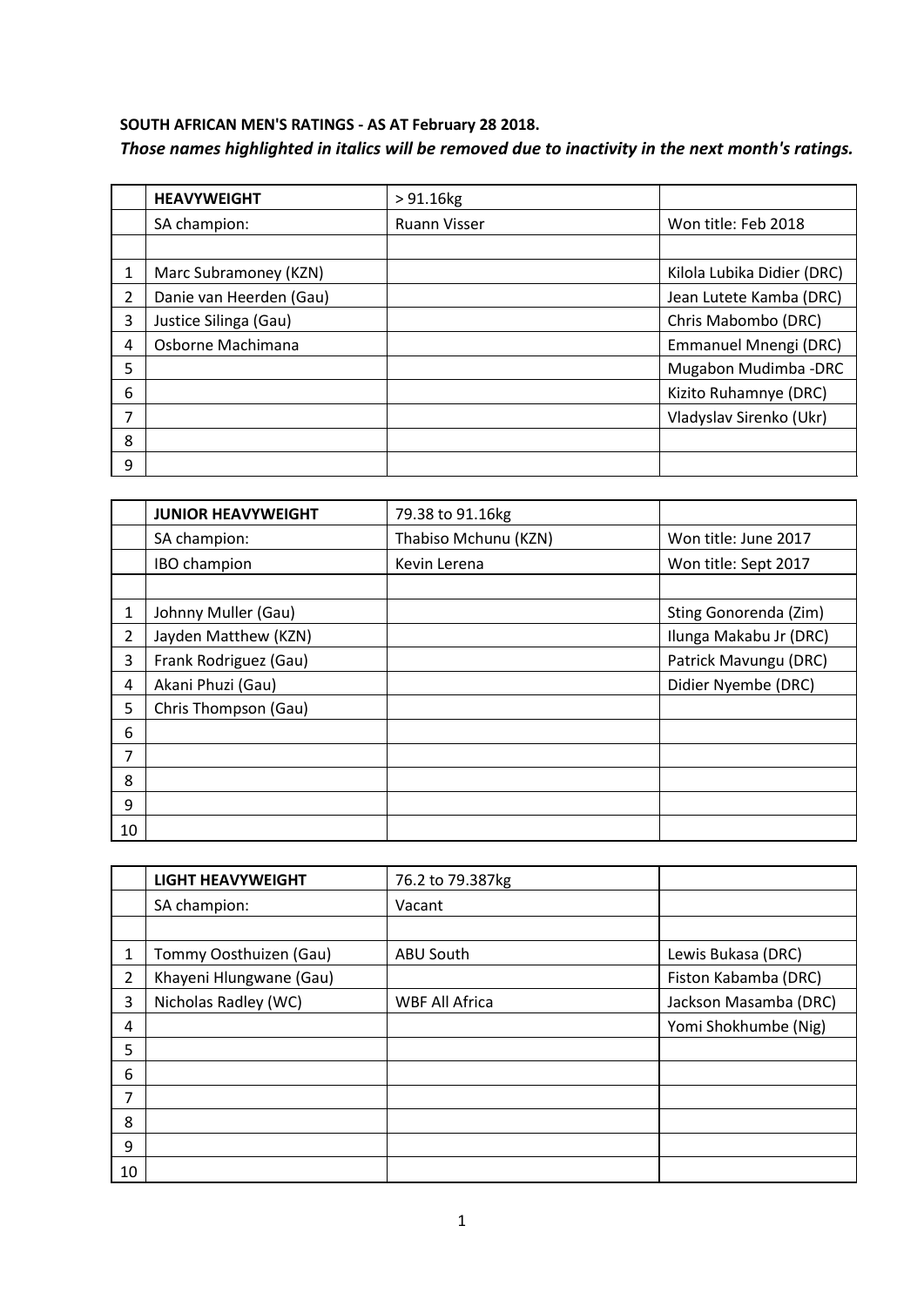**SOUTH AFRICAN MEN'S RATINGS - AS AT February 28 2018.**

***Those names highlighted in italics will be removed due to inactivity in the next month's ratings.***

| | **HEAVYWEIGHT** | > 91.16kg | |
|---|---|---|---|
| | SA champion: | Ruann Visser | Won title: Feb 2018 |
| | | | |
| 1 | Marc Subramoney (KZN) | | Kilola Lubika Didier (DRC) |
| 2 | Danie van Heerden (Gau) | | Jean Lutete Kamba (DRC) |
| 3 | Justice Silinga (Gau) | | Chris Mabombo (DRC) |
| 4 | Osborne Machimana | | Emmanuel Mnengi (DRC) |
| 5 | | | Mugabon Mudimba -DRC |
| 6 | | | Kizito Ruhamnye (DRC) |
| 7 | | | Vladyslav Sirenko (Ukr) |
| 8 | | | |
| 9 | | | |

| | **JUNIOR HEAVYWEIGHT** | 79.38 to 91.16kg | |
|---|---|---|---|
| | SA champion: | Thabiso Mchunu (KZN) | Won title: June 2017 |
| | IBO champion | Kevin Lerena | Won title: Sept 2017 |
| | | | |
| 1 | Johnny Muller (Gau) | | Sting Gonorenda (Zim) |
| 2 | Jayden Matthew (KZN) | | Ilunga Makabu Jr (DRC) |
| 3 | Frank Rodriguez (Gau) | | Patrick Mavungu (DRC) |
| 4 | Akani Phuzi (Gau) | | Didier Nyembe (DRC) |
| 5 | Chris Thompson (Gau) | | |
| 6 | | | |
| 7 | | | |
| 8 | | | |
| 9 | | | |
| 10 | | | |

| | **LIGHT HEAVYWEIGHT** | 76.2 to 79.387kg | |
|---|---|---|---|
| | SA champion: | Vacant | |
| | | | |
| 1 | Tommy Oosthuizen (Gau) | ABU South | Lewis Bukasa (DRC) |
| 2 | Khayeni Hlungwane (Gau) | | Fiston Kabamba (DRC) |
| 3 | Nicholas Radley (WC) | WBF All Africa | Jackson Masamba (DRC) |
| 4 | | | Yomi Shokhumbe (Nig) |
| 5 | | | |
| 6 | | | |
| 7 | | | |
| 8 | | | |
| 9 | | | |
| 10 | | | |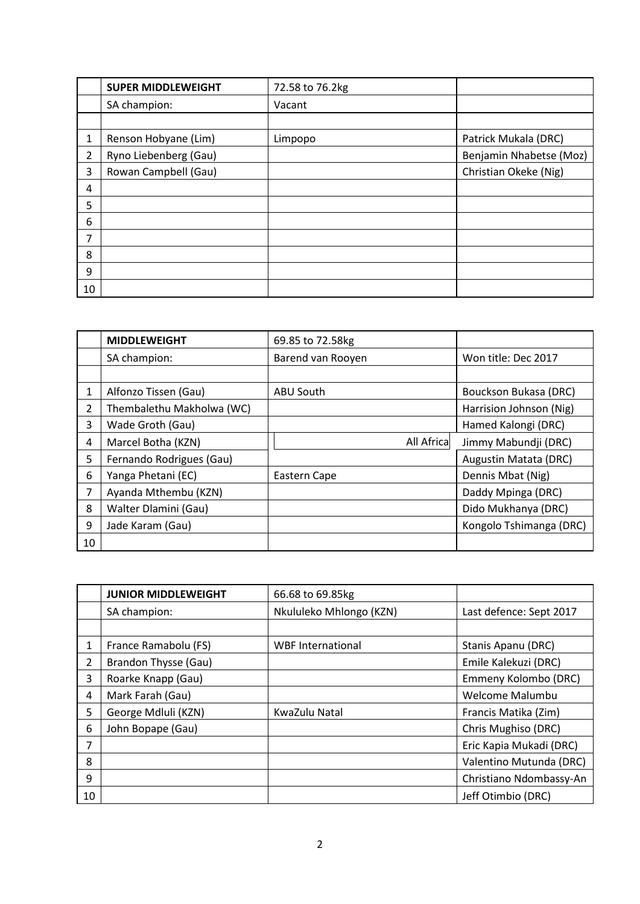| | SUPER MIDDLEWEIGHT | 72.58 to 76.2kg | |
|---|---|---|---|
| | SA champion: | Vacant | |
| | | | |
| 1 | Renson Hobyane (Lim) | Limpopo | Patrick Mukala (DRC) |
| 2 | Ryno Liebenberg (Gau) | | Benjamin Nhabetse (Moz) |
| 3 | Rowan Campbell (Gau) | | Christian Okeke (Nig) |
| 4 | | | |
| 5 | | | |
| 6 | | | |
| 7 | | | |
| 8 | | | |
| 9 | | | |
| 10 | | | |

| | MIDDLEWEIGHT | 69.85 to 72.58kg | |
|---|---|---|---|
| | SA champion: | Barend van Rooyen | Won title: Dec 2017 |
| | | | |
| 1 | Alfonzo Tissen (Gau) | ABU South | Bouckson Bukasa (DRC) |
| 2 | Thembalethu Makholwa (WC) | | Harrision Johnson (Nig) |
| 3 | Wade Groth (Gau) | | Hamed Kalongi (DRC) |
| 4 | Marcel Botha (KZN) | All Africa | Jimmy Mabundji (DRC) |
| 5 | Fernando Rodrigues (Gau) | | Augustin Matata (DRC) |
| 6 | Yanga Phetani (EC) | Eastern Cape | Dennis Mbat (Nig) |
| 7 | Ayanda Mthembu (KZN) | | Daddy Mpinga (DRC) |
| 8 | Walter Dlamini (Gau) | | Dido Mukhanya (DRC) |
| 9 | Jade Karam (Gau) | | Kongolo Tshimanga (DRC) |
| 10 | | | |

| | JUNIOR MIDDLEWEIGHT | 66.68 to 69.85kg | |
|---|---|---|---|
| | SA champion: | Nkululeko Mhlongo (KZN) | Last defence: Sept 2017 |
| | | | |
| 1 | France Ramabolu (FS) | WBF International | Stanis Apanu (DRC) |
| 2 | Brandon Thysse (Gau) | | Emile Kalekuzi (DRC) |
| 3 | Roarke Knapp (Gau) | | Emmeny Kolombo (DRC) |
| 4 | Mark Farah (Gau) | | Welcome Malumbu |
| 5 | George Mdluli (KZN) | KwaZulu Natal | Francis Matika (Zim) |
| 6 | John Bopape (Gau) | | Chris Mughiso (DRC) |
| 7 | | | Eric Kapia Mukadi (DRC) |
| 8 | | | Valentino Mutunda (DRC) |
| 9 | | | Christiano Ndombassy-An |
| 10 | | | Jeff Otimbio (DRC) |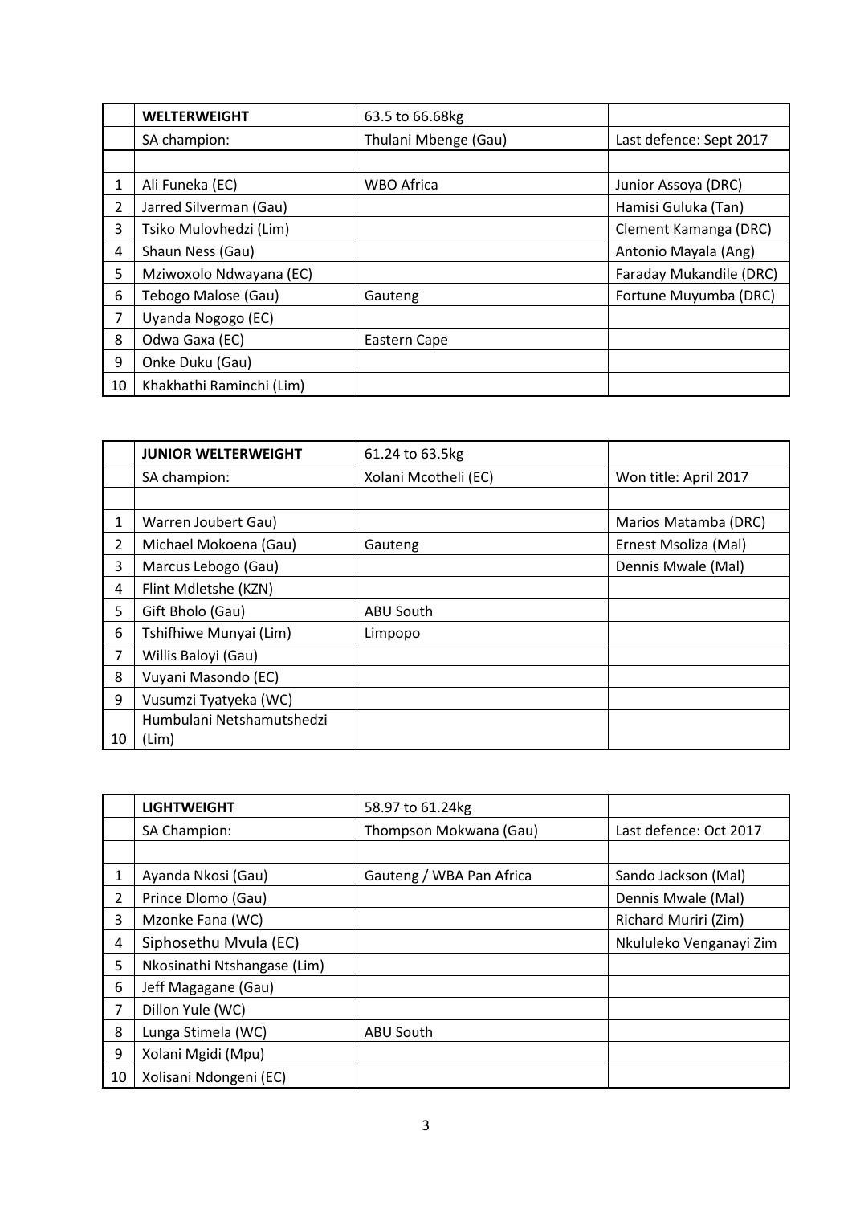| | WELTERWEIGHT | 63.5 to 66.68kg | |
|---|---|---|---|
| | SA champion: | Thulani Mbenge (Gau) | Last defence: Sept 2017 |
| | | | |
| 1 | Ali Funeka (EC) | WBO Africa | Junior Assoya (DRC) |
| 2 | Jarred Silverman (Gau) | | Hamisi Guluka (Tan) |
| 3 | Tsiko Mulovhedzi (Lim) | | Clement Kamanga (DRC) |
| 4 | Shaun Ness (Gau) | | Antonio Mayala (Ang) |
| 5 | Mziwoxolo Ndwayana (EC) | | Faraday Mukandile (DRC) |
| 6 | Tebogo Malose (Gau) | Gauteng | Fortune Muyumba (DRC) |
| 7 | Uyanda Nogogo (EC) | | |
| 8 | Odwa Gaxa (EC) | Eastern Cape | |
| 9 | Onke Duku (Gau) | | |
| 10 | Khakhathi Raminchi (Lim) | | |

| | JUNIOR WELTERWEIGHT | 61.24 to 63.5kg | |
|---|---|---|---|
| | SA champion: | Xolani Mcotheli (EC) | Won title: April 2017 |
| | | | |
| 1 | Warren Joubert Gau) | | Marios Matamba (DRC) |
| 2 | Michael Mokoena (Gau) | Gauteng | Ernest Msoliza (Mal) |
| 3 | Marcus Lebogo (Gau) | | Dennis Mwale (Mal) |
| 4 | Flint Mdletshe (KZN) | | |
| 5 | Gift Bholo (Gau) | ABU South | |
| 6 | Tshifhiwe Munyai (Lim) | Limpopo | |
| 7 | Willis Baloyi (Gau) | | |
| 8 | Vuyani Masondo (EC) | | |
| 9 | Vusumzi Tyatyeka (WC) | | |
| 10 | Humbulani Netshamutshedzi (Lim) | | |

| | LIGHTWEIGHT | 58.97 to 61.24kg | |
|---|---|---|---|
| | SA Champion: | Thompson Mokwana (Gau) | Last defence: Oct 2017 |
| | | | |
| 1 | Ayanda Nkosi (Gau) | Gauteng / WBA Pan Africa | Sando Jackson (Mal) |
| 2 | Prince Dlomo (Gau) | | Dennis Mwale (Mal) |
| 3 | Mzonke Fana (WC) | | Richard Muriri (Zim) |
| 4 | Siphosethu Mvula (EC) | | Nkululeko Venganayi Zim |
| 5 | Nkosinathi Ntshangase (Lim) | | |
| 6 | Jeff Magagane (Gau) | | |
| 7 | Dillon Yule (WC) | | |
| 8 | Lunga Stimela (WC) | ABU South | |
| 9 | Xolani Mgidi (Mpu) | | |
| 10 | Xolisani Ndongeni (EC) | | |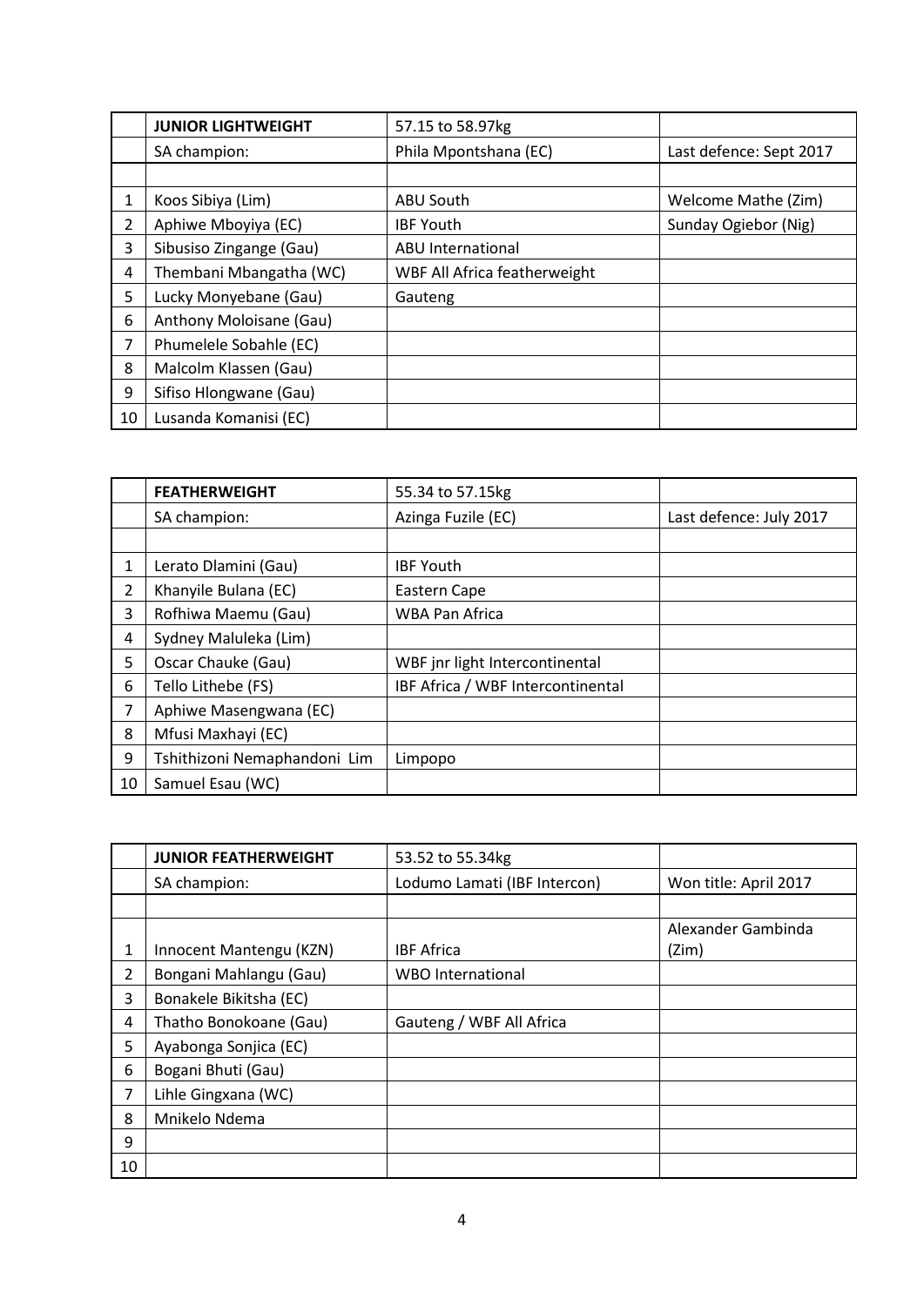| | **JUNIOR LIGHTWEIGHT** | 57.15 to 58.97kg | |
|---|---|---|---|
| | SA champion: | Phila Mpontshana (EC) | Last defence: Sept 2017 |
| | | | |
| 1 | Koos Sibiya (Lim) | ABU South | Welcome Mathe (Zim) |
| 2 | Aphiwe Mboyiya (EC) | IBF Youth | Sunday Ogiebor (Nig) |
| 3 | Sibusiso Zingange (Gau) | ABU International | |
| 4 | Thembani Mbangatha (WC) | WBF All Africa featherweight | |
| 5 | Lucky Monyebane (Gau) | Gauteng | |
| 6 | Anthony Moloisane (Gau) | | |
| 7 | Phumelele Sobahle (EC) | | |
| 8 | Malcolm Klassen (Gau) | | |
| 9 | Sifiso Hlongwane (Gau) | | |
| 10 | Lusanda Komanisi (EC) | | |

| | **FEATHERWEIGHT** | 55.34 to 57.15kg | |
|---|---|---|---|
| | SA champion: | Azinga Fuzile (EC) | Last defence: July 2017 |
| | | | |
| 1 | Lerato Dlamini (Gau) | IBF Youth | |
| 2 | Khanyile Bulana (EC) | Eastern Cape | |
| 3 | Rofhiwa Maemu (Gau) | WBA Pan Africa | |
| 4 | Sydney Maluleka (Lim) | | |
| 5 | Oscar Chauke (Gau) | WBF jnr light Intercontinental | |
| 6 | Tello Lithebe (FS) | IBF Africa / WBF Intercontinental | |
| 7 | Aphiwe Masengwana (EC) | | |
| 8 | Mfusi Maxhayi (EC) | | |
| 9 | Tshithizoni Nemaphandoni Lim | Limpopo | |
| 10 | Samuel Esau (WC) | | |

| | **JUNIOR FEATHERWEIGHT** | 53.52 to 55.34kg | |
|---|---|---|---|
| | SA champion: | Lodumo Lamati (IBF Intercon) | Won title: April 2017 |
| | | | |
| 1 | Innocent Mantengu (KZN) | IBF Africa | Alexander Gambinda (Zim) |
| 2 | Bongani Mahlangu (Gau) | WBO International | |
| 3 | Bonakele Bikitsha (EC) | | |
| 4 | Thatho Bonokoane (Gau) | Gauteng / WBF All Africa | |
| 5 | Ayabonga Sonjica (EC) | | |
| 6 | Bogani Bhuti (Gau) | | |
| 7 | Lihle Gingxana (WC) | | |
| 8 | Mnikelo Ndema | | |
| 9 | | | |
| 10 | | | |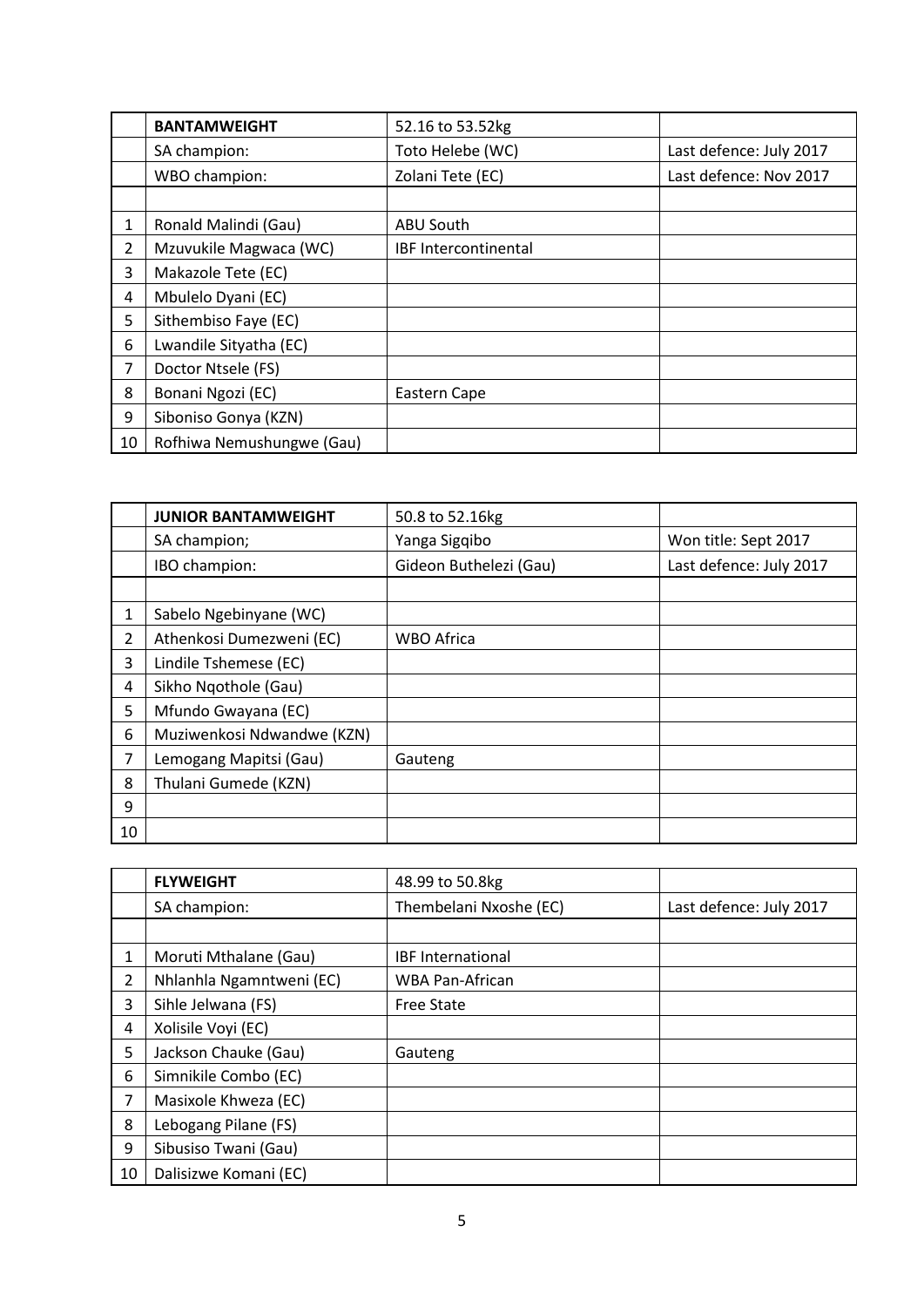|  | BANTAMWEIGHT | 52.16 to 53.52kg |  |
|---|---|---|---|
|  | SA champion: | Toto Helebe (WC) | Last defence: July 2017 |
|  | WBO champion: | Zolani Tete (EC) | Last defence: Nov 2017 |
|  |  |  |  |
| 1 | Ronald Malindi (Gau) | ABU South |  |
| 2 | Mzuvukile Magwaca (WC) | IBF Intercontinental |  |
| 3 | Makazole Tete (EC) |  |  |
| 4 | Mbulelo Dyani (EC) |  |  |
| 5 | Sithembiso Faye (EC) |  |  |
| 6 | Lwandile Sityatha (EC) |  |  |
| 7 | Doctor Ntsele (FS) |  |  |
| 8 | Bonani Ngozi (EC) | Eastern Cape |  |
| 9 | Siboniso Gonya (KZN) |  |  |
| 10 | Rofhiwa Nemushungwe (Gau) |  |  |

|  | JUNIOR BANTAMWEIGHT | 50.8 to 52.16kg |  |
|---|---|---|---|
|  | SA champion; | Yanga Sigqibo | Won title: Sept 2017 |
|  | IBO champion: | Gideon Buthelezi (Gau) | Last defence: July 2017 |
|  |  |  |  |
| 1 | Sabelo Ngebinyane (WC) |  |  |
| 2 | Athenkosi Dumezweni (EC) | WBO Africa |  |
| 3 | Lindile Tshemese (EC) |  |  |
| 4 | Sikho Nqothole (Gau) |  |  |
| 5 | Mfundo Gwayana (EC) |  |  |
| 6 | Muziwenkosi Ndwandwe (KZN) |  |  |
| 7 | Lemogang Mapitsi (Gau) | Gauteng |  |
| 8 | Thulani Gumede (KZN) |  |  |
| 9 |  |  |  |
| 10 |  |  |  |

|  | FLYWEIGHT | 48.99 to 50.8kg |  |
|---|---|---|---|
|  | SA champion: | Thembelani Nxoshe (EC) | Last defence: July 2017 |
|  |  |  |  |
| 1 | Moruti Mthalane (Gau) | IBF International |  |
| 2 | Nhlanhla Ngamntweni (EC) | WBA Pan-African |  |
| 3 | Sihle Jelwana (FS) | Free State |  |
| 4 | Xolisile Voyi (EC) |  |  |
| 5 | Jackson Chauke (Gau) | Gauteng |  |
| 6 | Simnikile Combo (EC) |  |  |
| 7 | Masixole Khweza (EC) |  |  |
| 8 | Lebogang Pilane (FS) |  |  |
| 9 | Sibusiso Twani (Gau) |  |  |
| 10 | Dalisizwe Komani (EC) |  |  |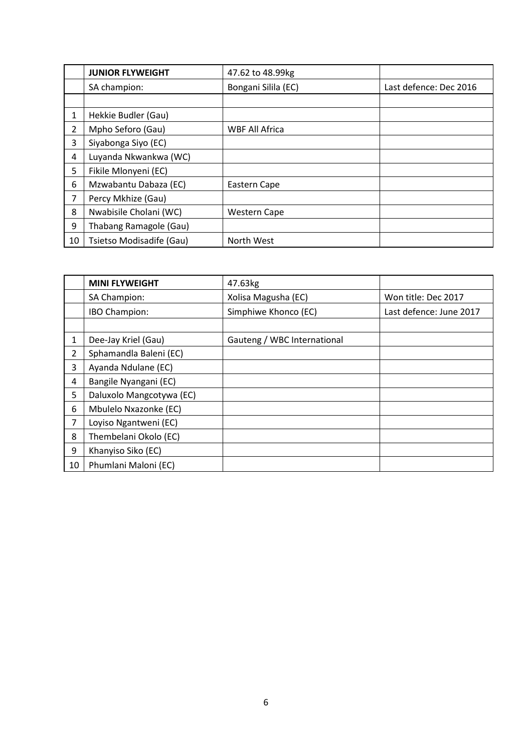| | | | |
|---|---|---|---|
| | **JUNIOR FLYWEIGHT** | 47.62 to 48.99kg | |
| | SA champion: | Bongani Silila (EC) | Last defence: Dec 2016 |
| | | | |
| 1 | Hekkie Budler (Gau) | | |
| 2 | Mpho Seforo (Gau) | WBF All Africa | |
| 3 | Siyabonga Siyo (EC) | | |
| 4 | Luyanda Nkwankwa (WC) | | |
| 5 | Fikile Mlonyeni (EC) | | |
| 6 | Mzwabantu Dabaza (EC) | Eastern Cape | |
| 7 | Percy Mkhize (Gau) | | |
| 8 | Nwabisile Cholani (WC) | Western Cape | |
| 9 | Thabang Ramagole (Gau) | | |
| 10 | Tsietso Modisadife (Gau) | North West | |

| | | | |
|---|---|---|---|
| | **MINI FLYWEIGHT** | 47.63kg | |
| | SA Champion: | Xolisa Magusha (EC) | Won title: Dec 2017 |
| | IBO Champion: | Simphiwe Khonco (EC) | Last defence: June 2017 |
| | | | |
| 1 | Dee-Jay Kriel (Gau) | Gauteng / WBC International | |
| 2 | Sphamandla Baleni (EC) | | |
| 3 | Ayanda Ndulane (EC) | | |
| 4 | Bangile Nyangani (EC) | | |
| 5 | Daluxolo Mangcotywa (EC) | | |
| 6 | Mbulelo Nxazonke (EC) | | |
| 7 | Loyiso Ngantweni (EC) | | |
| 8 | Thembelani Okolo (EC) | | |
| 9 | Khanyiso Siko (EC) | | |
| 10 | Phumlani Maloni (EC) | | |